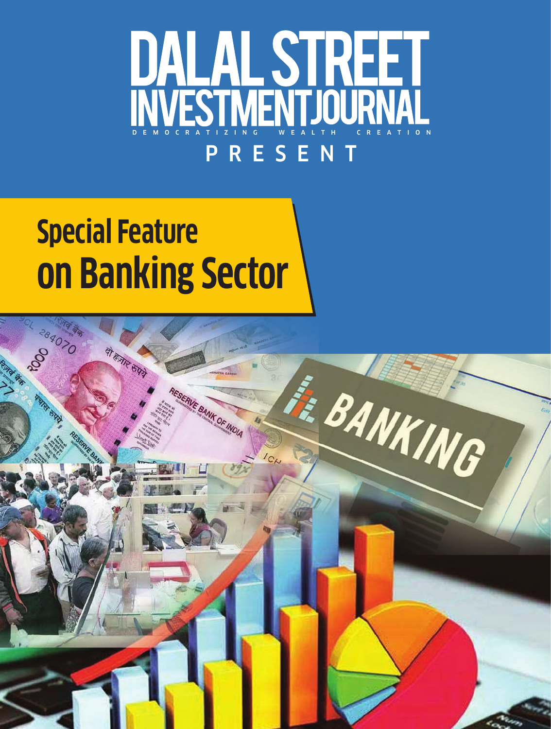# DALAL STREET INVESTMENTJOURNAL

DEMOCRATIZING WEALTH CREATION

PRESENT

## Special Feature on Banking Sector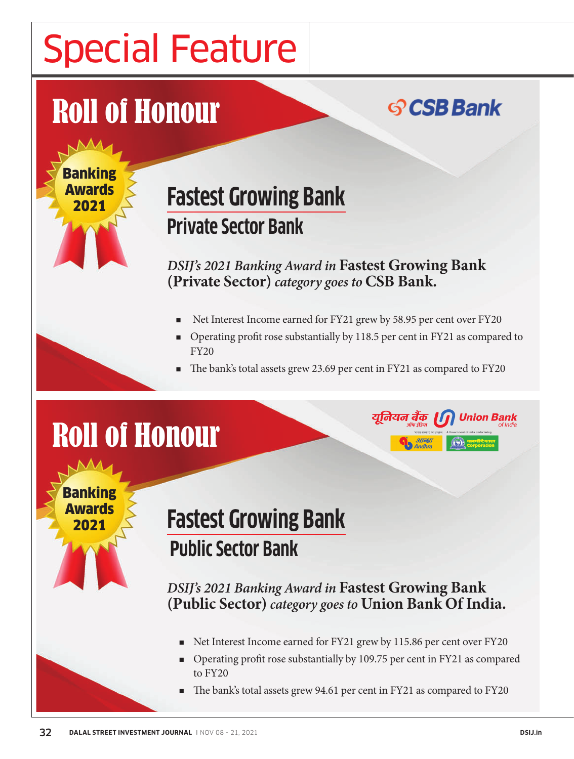# Special Feature

## Roll of Honour

CSB Bank

Banking Awards 2021

### Fastest Growing Bank

#### Private Sector Bank

*DSIJ's 2021 Banking Award in* **Fastest Growing Bank (Private Sector)** *category goes to* **CSB Bank.**

- Net Interest Income earned for FY21 grew by 58.95 per cent over FY20
- Operating profit rose substantially by 118.5 per cent in FY21 as compared to FY20
- The bank's total assets grew 23.69 per cent in FY21 as compared to FY20

## Roll of Honour

यूनियन बैंक ऑफ इंडिया Union Bank of India

Banking Awards 2021

### Fastest Growing Bank

#### Public Sector Bank

*DSIJ's 2021 Banking Award in* **Fastest Growing Bank (Public Sector)** *category goes to* **Union Bank Of India.**

- Net Interest Income earned for FY21 grew by 115.86 per cent over FY20
- Operating profit rose substantially by 109.75 per cent in FY21 as compared to FY20
- The bank's total assets grew 94.61 per cent in FY21 as compared to FY20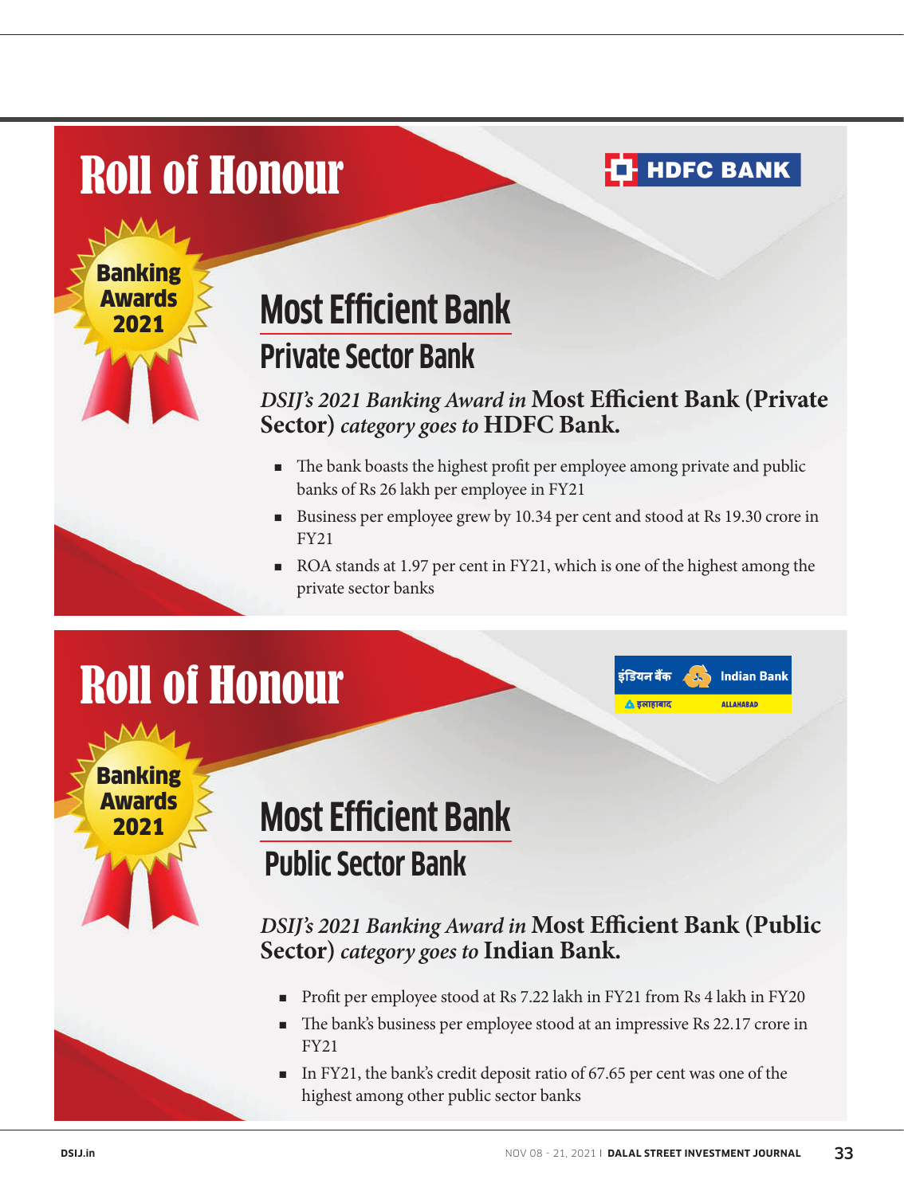# Roll of Honour

HDFC BANK

Banking Awards 2021

## Most Efficient Bank

### Private Sector Bank

*DSIJ's 2021 Banking Award in* **Most Efficient Bank (Private Sector)** *category goes to* **HDFC Bank.**

- The bank boasts the highest profit per employee among private and public banks of Rs 26 lakh per employee in FY21
- Business per employee grew by 10.34 per cent and stood at Rs 19.30 crore in FY21
- ROA stands at 1.97 per cent in FY21, which is one of the highest among the private sector banks

# Roll of Honour

इंडियन बैंक Indian Bank
इलाहाबाद ALLAHABAD

Banking Awards 2021

## Most Efficient Bank

### Public Sector Bank

*DSIJ's 2021 Banking Award in* **Most Efficient Bank (Public Sector)** *category goes to* **Indian Bank.**

- Profit per employee stood at Rs 7.22 lakh in FY21 from Rs 4 lakh in FY20
- The bank's business per employee stood at an impressive Rs 22.17 crore in FY21
- In FY21, the bank's credit deposit ratio of 67.65 per cent was one of the highest among other public sector banks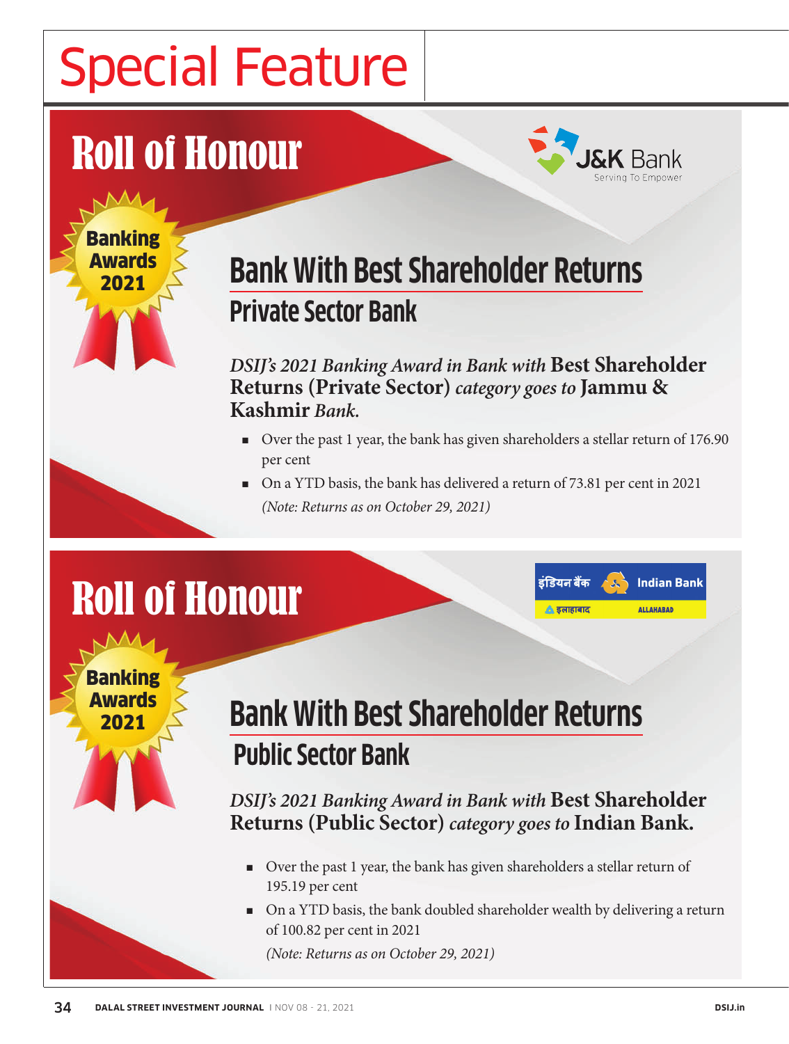# Special Feature

## Roll of Honour

J&K Bank — Serving To Empower

Banking Awards 2021

### Bank With Best Shareholder Returns

#### Private Sector Bank

*DSIJ's 2021 Banking Award in Bank with* **Best Shareholder Returns (Private Sector)** *category goes to* **Jammu & Kashmir** *Bank.*

- Over the past 1 year, the bank has given shareholders a stellar return of 176.90 per cent
- On a YTD basis, the bank has delivered a return of 73.81 per cent in 2021

  *(Note: Returns as on October 29, 2021)*

## Roll of Honour

इंडियन बैंक Indian Bank — इलाहाबाद ALLAHABAD

Banking Awards 2021

### Bank With Best Shareholder Returns

#### Public Sector Bank

*DSIJ's 2021 Banking Award in Bank with* **Best Shareholder Returns (Public Sector)** *category goes to* **Indian Bank.**

- Over the past 1 year, the bank has given shareholders a stellar return of 195.19 per cent
- On a YTD basis, the bank doubled shareholder wealth by delivering a return of 100.82 per cent in 2021

  *(Note: Returns as on October 29, 2021)*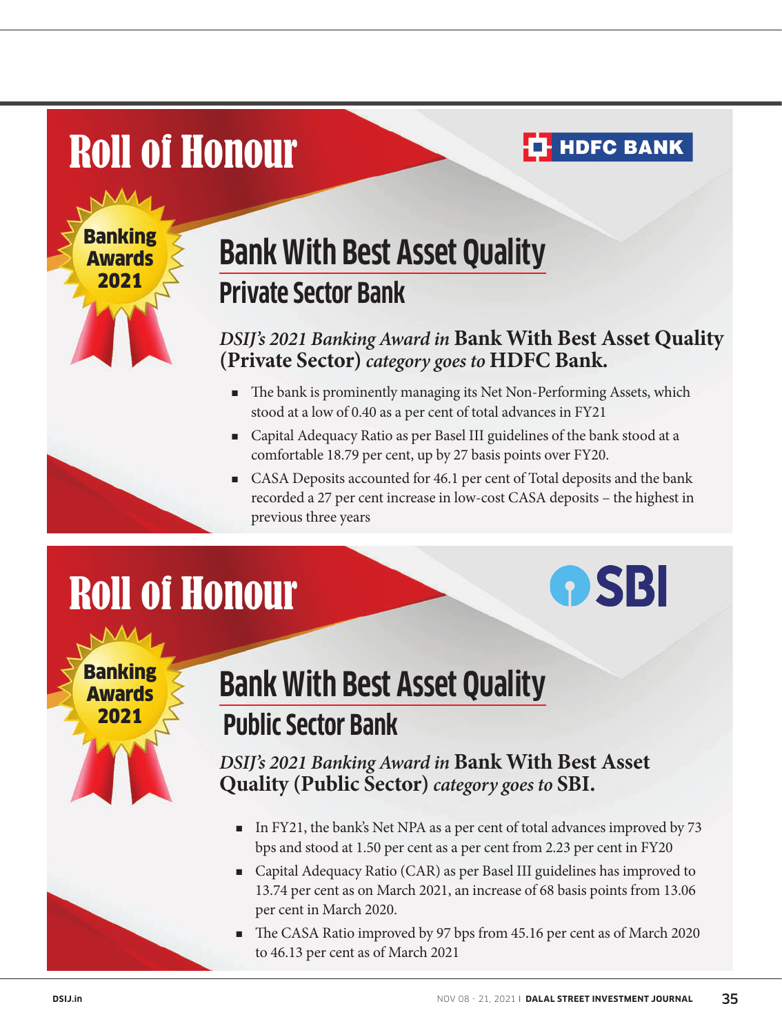# Roll of Honour

HDFC BANK

Banking Awards 2021

## Bank With Best Asset Quality

### Private Sector Bank

*DSIJ's 2021 Banking Award in* **Bank With Best Asset Quality (Private Sector)** *category goes to* **HDFC Bank.**

- The bank is prominently managing its Net Non-Performing Assets, which stood at a low of 0.40 as a per cent of total advances in FY21
- Capital Adequacy Ratio as per Basel III guidelines of the bank stood at a comfortable 18.79 per cent, up by 27 basis points over FY20.
- CASA Deposits accounted for 46.1 per cent of Total deposits and the bank recorded a 27 per cent increase in low-cost CASA deposits – the highest in previous three years

# Roll of Honour

SBI

Banking Awards 2021

## Bank With Best Asset Quality

### Public Sector Bank

*DSIJ's 2021 Banking Award in* **Bank With Best Asset Quality (Public Sector)** *category goes to* **SBI.**

- In FY21, the bank's Net NPA as a per cent of total advances improved by 73 bps and stood at 1.50 per cent as a per cent from 2.23 per cent in FY20
- Capital Adequacy Ratio (CAR) as per Basel III guidelines has improved to 13.74 per cent as on March 2021, an increase of 68 basis points from 13.06 per cent in March 2020.
- The CASA Ratio improved by 97 bps from 45.16 per cent as of March 2020 to 46.13 per cent as of March 2021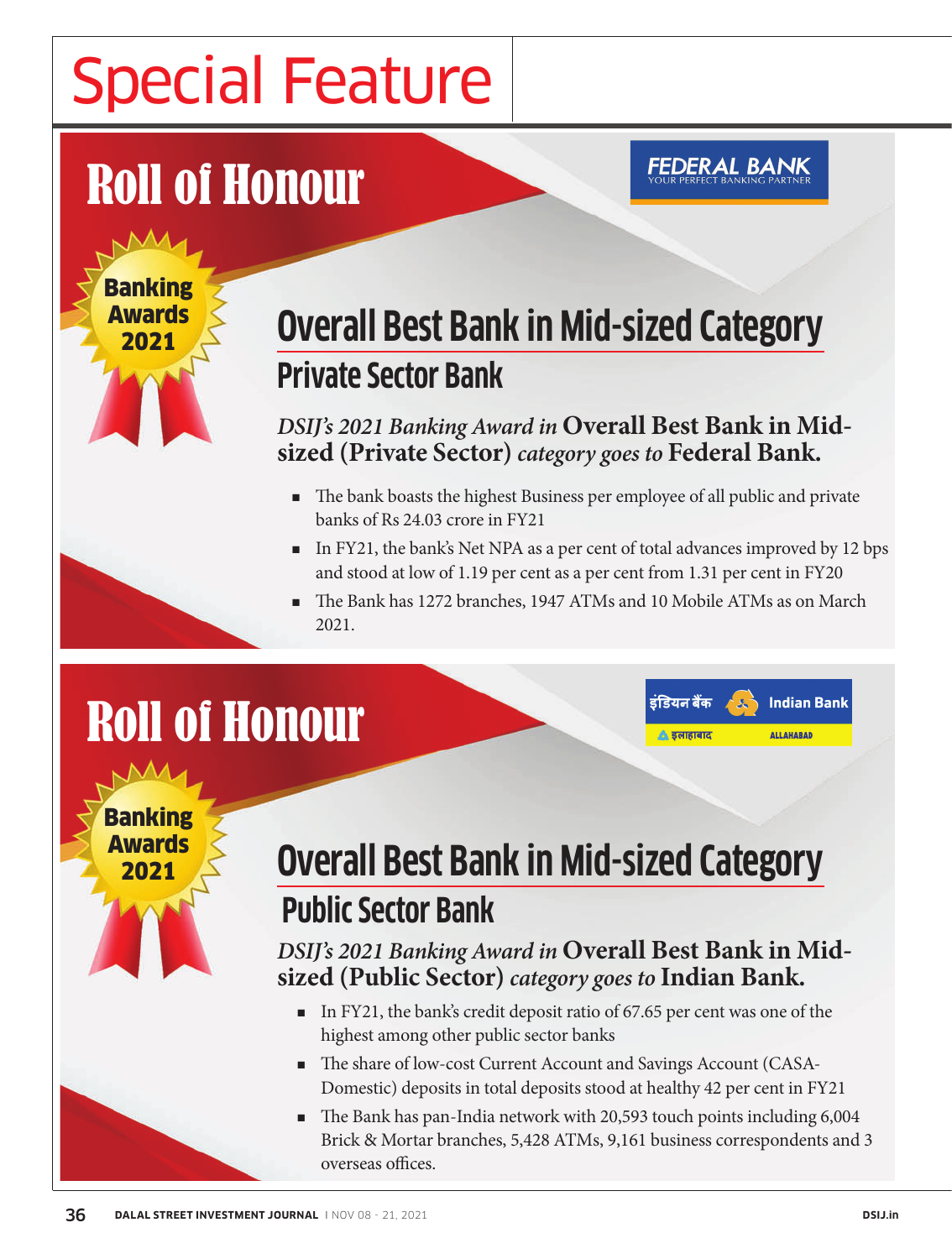# Special Feature

## Roll of Honour

FEDERAL BANK
YOUR PERFECT BANKING PARTNER

Banking Awards 2021

## Overall Best Bank in Mid-sized Category

### Private Sector Bank

*DSIJ's 2021 Banking Award in* **Overall Best Bank in Mid-sized (Private Sector)** *category goes to* **Federal Bank.**

- The bank boasts the highest Business per employee of all public and private banks of Rs 24.03 crore in FY21
- In FY21, the bank's Net NPA as a per cent of total advances improved by 12 bps and stood at low of 1.19 per cent as a per cent from 1.31 per cent in FY20
- The Bank has 1272 branches, 1947 ATMs and 10 Mobile ATMs as on March 2021.

## Roll of Honour

इंडियन बैंक Indian Bank
इलाहाबाद ALLAHABAD

Banking Awards 2021

## Overall Best Bank in Mid-sized Category

### Public Sector Bank

*DSIJ's 2021 Banking Award in* **Overall Best Bank in Mid-sized (Public Sector)** *category goes to* **Indian Bank.**

- In FY21, the bank's credit deposit ratio of 67.65 per cent was one of the highest among other public sector banks
- The share of low-cost Current Account and Savings Account (CASA-Domestic) deposits in total deposits stood at healthy 42 per cent in FY21
- The Bank has pan-India network with 20,593 touch points including 6,004 Brick & Mortar branches, 5,428 ATMs, 9,161 business correspondents and 3 overseas offices.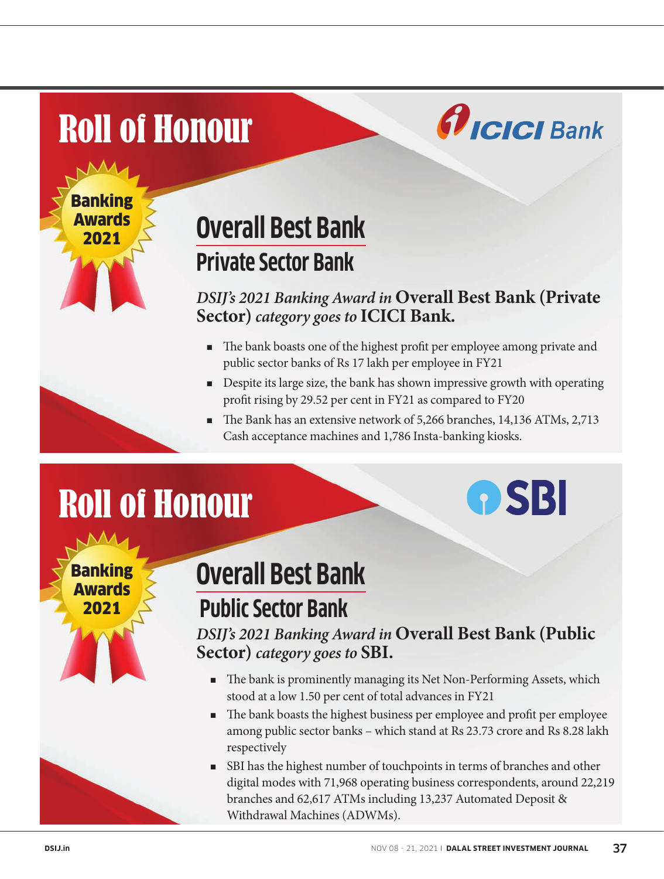# Roll of Honour

ICICI Bank

Banking Awards 2021

## Overall Best Bank

### Private Sector Bank

*DSIJ's 2021 Banking Award in* **Overall Best Bank (Private Sector)** *category goes to* **ICICI Bank.**

- The bank boasts one of the highest profit per employee among private and public sector banks of Rs 17 lakh per employee in FY21
- Despite its large size, the bank has shown impressive growth with operating profit rising by 29.52 per cent in FY21 as compared to FY20
- The Bank has an extensive network of 5,266 branches, 14,136 ATMs, 2,713 Cash acceptance machines and 1,786 Insta-banking kiosks.

# Roll of Honour

SBI

Banking Awards 2021

## Overall Best Bank

### Public Sector Bank

*DSIJ's 2021 Banking Award in* **Overall Best Bank (Public Sector)** *category goes to* **SBI.**

- The bank is prominently managing its Net Non-Performing Assets, which stood at a low 1.50 per cent of total advances in FY21
- The bank boasts the highest business per employee and profit per employee among public sector banks – which stand at Rs 23.73 crore and Rs 8.28 lakh respectively
- SBI has the highest number of touchpoints in terms of branches and other digital modes with 71,968 operating business correspondents, around 22,219 branches and 62,617 ATMs including 13,237 Automated Deposit & Withdrawal Machines (ADWMs).